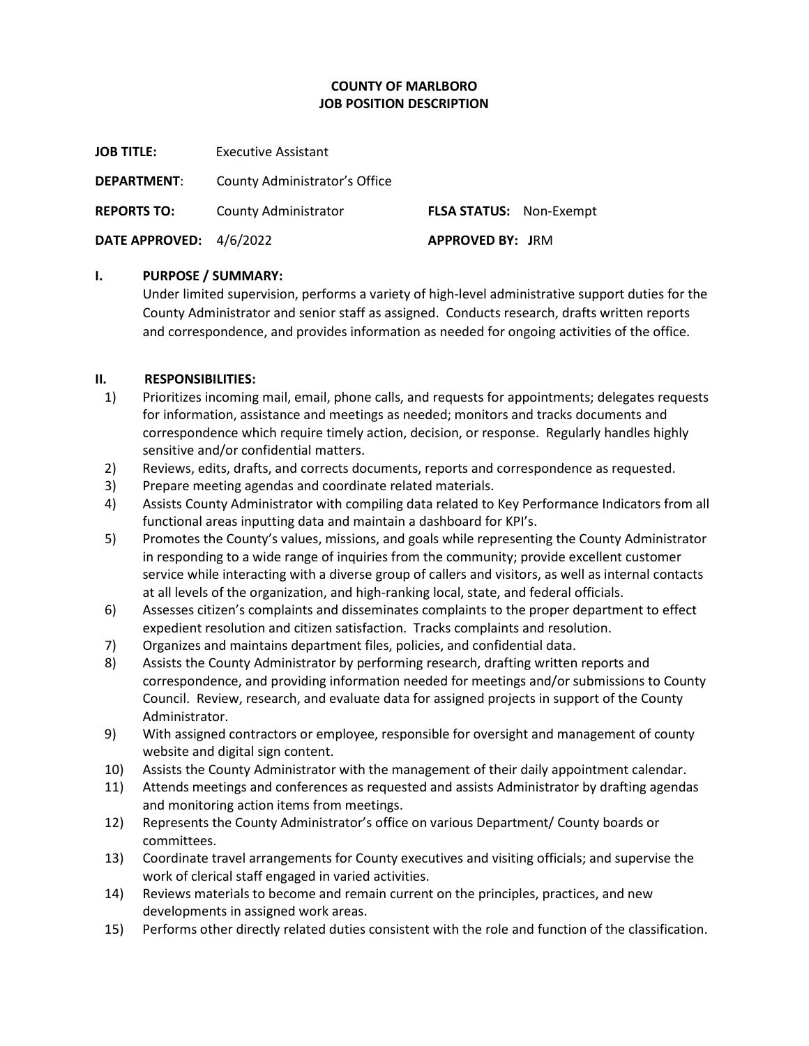**COUNTY OF MARLBORO**
**JOB POSITION DESCRIPTION**

**JOB TITLE:** Executive Assistant

**DEPARTMENT**: County Administrator's Office

**REPORTS TO:** County Administrator **FLSA STATUS:** Non-Exempt

**DATE APPROVED:** 4/6/2022 **APPROVED BY: J**RM

## I. PURPOSE / SUMMARY:

Under limited supervision, performs a variety of high-level administrative support duties for the County Administrator and senior staff as assigned. Conducts research, drafts written reports and correspondence, and provides information as needed for ongoing activities of the office.

## II. RESPONSIBILITIES:

1) Prioritizes incoming mail, email, phone calls, and requests for appointments; delegates requests for information, assistance and meetings as needed; monitors and tracks documents and correspondence which require timely action, decision, or response. Regularly handles highly sensitive and/or confidential matters.
2) Reviews, edits, drafts, and corrects documents, reports and correspondence as requested.
3) Prepare meeting agendas and coordinate related materials.
4) Assists County Administrator with compiling data related to Key Performance Indicators from all functional areas inputting data and maintain a dashboard for KPI's.
5) Promotes the County's values, missions, and goals while representing the County Administrator in responding to a wide range of inquiries from the community; provide excellent customer service while interacting with a diverse group of callers and visitors, as well as internal contacts at all levels of the organization, and high-ranking local, state, and federal officials.
6) Assesses citizen's complaints and disseminates complaints to the proper department to effect expedient resolution and citizen satisfaction. Tracks complaints and resolution.
7) Organizes and maintains department files, policies, and confidential data.
8) Assists the County Administrator by performing research, drafting written reports and correspondence, and providing information needed for meetings and/or submissions to County Council. Review, research, and evaluate data for assigned projects in support of the County Administrator.
9) With assigned contractors or employee, responsible for oversight and management of county website and digital sign content.
10) Assists the County Administrator with the management of their daily appointment calendar.
11) Attends meetings and conferences as requested and assists Administrator by drafting agendas and monitoring action items from meetings.
12) Represents the County Administrator's office on various Department/ County boards or committees.
13) Coordinate travel arrangements for County executives and visiting officials; and supervise the work of clerical staff engaged in varied activities.
14) Reviews materials to become and remain current on the principles, practices, and new developments in assigned work areas.
15) Performs other directly related duties consistent with the role and function of the classification.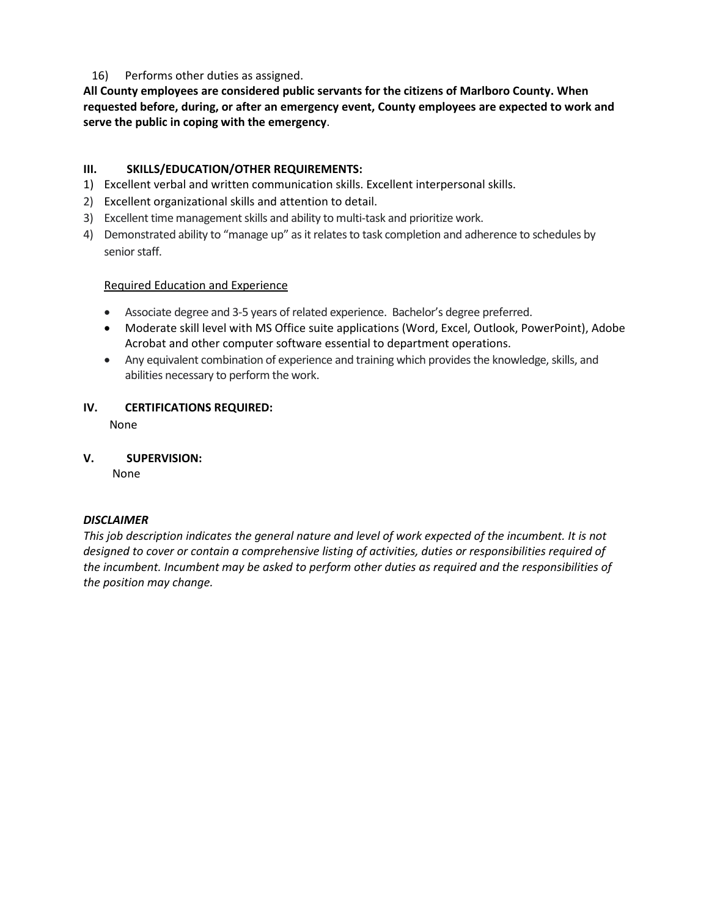16) Performs other duties as assigned.

**All County employees are considered public servants for the citizens of Marlboro County. When requested before, during, or after an emergency event, County employees are expected to work and serve the public in coping with the emergency**.

## III. SKILLS/EDUCATION/OTHER REQUIREMENTS:

1) Excellent verbal and written communication skills. Excellent interpersonal skills.
2) Excellent organizational skills and attention to detail.
3) Excellent time management skills and ability to multi-task and prioritize work.
4) Demonstrated ability to "manage up" as it relates to task completion and adherence to schedules by senior staff.

Required Education and Experience

- Associate degree and 3-5 years of related experience. Bachelor's degree preferred.
- Moderate skill level with MS Office suite applications (Word, Excel, Outlook, PowerPoint), Adobe Acrobat and other computer software essential to department operations.
- Any equivalent combination of experience and training which provides the knowledge, skills, and abilities necessary to perform the work.

## IV. CERTIFICATIONS REQUIRED:

None

## V. SUPERVISION:

None

***DISCLAIMER***

*This job description indicates the general nature and level of work expected of the incumbent. It is not designed to cover or contain a comprehensive listing of activities, duties or responsibilities required of the incumbent. Incumbent may be asked to perform other duties as required and the responsibilities of the position may change.*